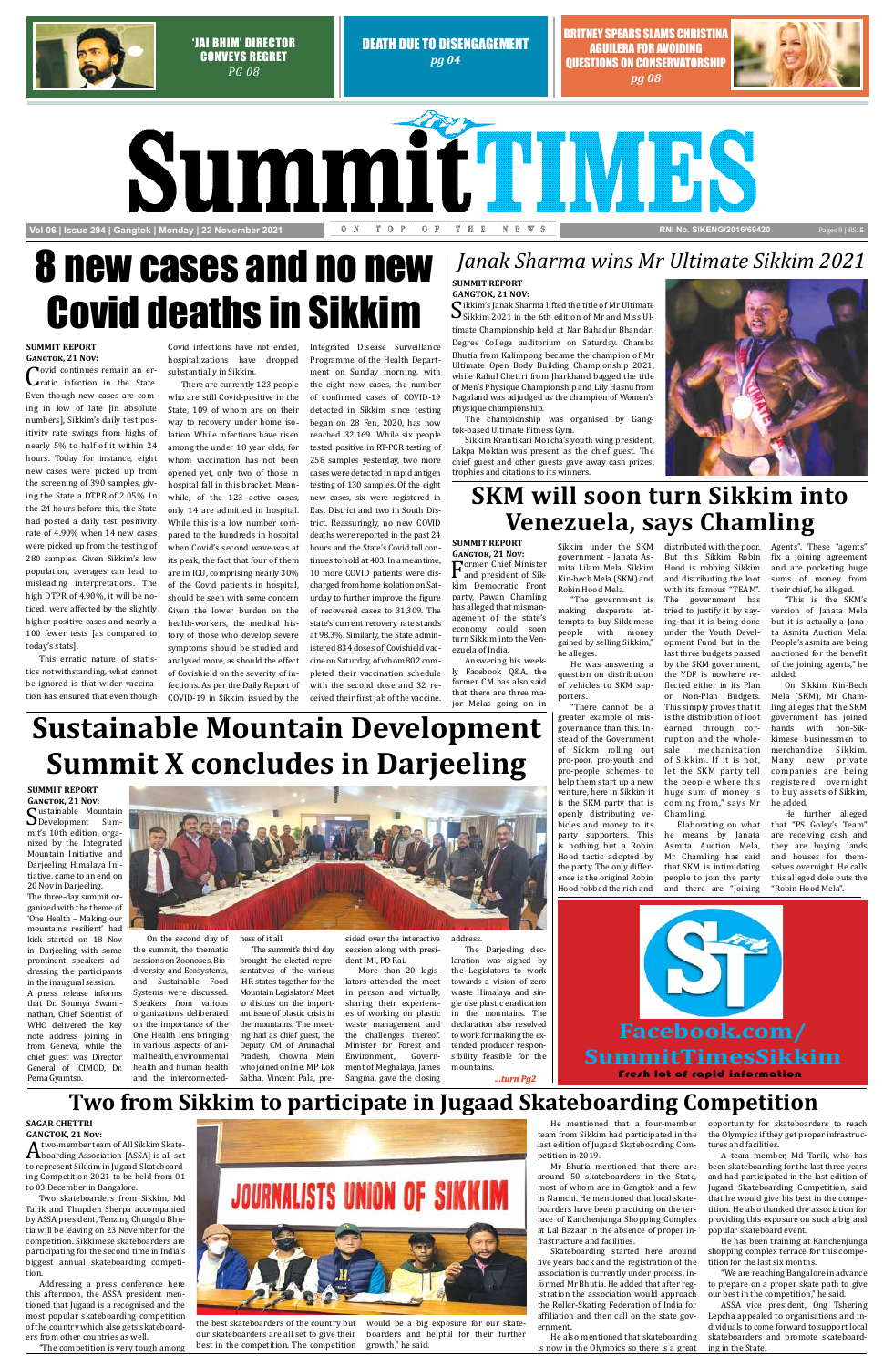'JAI BHIM' DIRECTOR CONVEYS REGRET
*PG 08*

DEATH DUE TO DISENGAGEMENT
*pg 04*

BRITNEY SPEARS SLAMS CHRISTINA AGUILERA FOR AVOIDING QUESTIONS ON CONSERVATORSHIP
*pg 08*

# Summit TIMES

ON TOP OF THE NEWS

# 8 new cases and no new Covid deaths in Sikkim

**SUMMIT REPORT**
**GANGTOK, 21 NOV:**

Covid continues remain an erratic infection in the State. Even though new cases are coming in low of late [in absolute numbers], Sikkim's daily test positivity rate swings from highs of nearly 5% to half of it within 24 hours. Today for instance, eight new cases were picked up from the screening of 390 samples, giving the State a DTPR of 2.05%. In the 24 hours before this, the State had posted a daily test positivity rate of 4.90% when 14 new cases were picked up from the testing of 280 samples. Given Sikkim's low population, averages can lead to misleading interpretations. The high DTPR of 4.90%, it will be noticed, were affected by the slightly higher positive cases and nearly a 100 fewer tests [as compared to today's stats].

This erratic nature of statistics notwithstanding, what cannot be ignored is that wider vaccination has ensured that even though Covid infections have not ended, hospitalizations have dropped substantially in Sikkim.

There are currently 123 people who are still Covid-positive in the State, 109 of whom are on their way to recovery under home isolation. While infections have risen among the under 18 year olds, for whom vaccination has not been opened yet, only two of those in hospital fall in this bracket. Meanwhile, of the 123 active cases, only 14 are admitted in hospital. While this is a low number compared to the hundreds in hospital when Covid's second wave was at its peak, the fact that four of them are in ICU, comprising nearly 30% of the Covid patients in hospital, should be seen with some concern Given the lower burden on the health-workers, the medical history of those who develop severe symptoms should be studied and analysed more, as should the effect of Covishield on the severity of infections. As per the Daily Report of COVID-19 in Sikkim issued by the Integrated Disease Surveillance Programme of the Health Department on Sunday morning, with the eight new cases, the number of confirmed cases of COVID-19 detected in Sikkim since testing began on 28 Feb, 2020, has now reached 32,169. While six people tested positive in RT-PCR testing of 258 samples yesterday, two more cases were detected in rapid antigen testing of 130 samples. Of the eight new cases, six were registered in East District and two in South District. Reassuringly, no new COVID deaths were reported in the past 24 hours and the State's Covid toll continues to hold at 403. In a meantime, 10 more COVID patients were discharged from home isolation on Saturday to further improve the figure of recovered cases to 31,309. The state's current recovery rate stands at 98.3%. Similarly, the State administered 834 doses of Covishield vaccine on Saturday, of whom 802 completed their vaccination schedule with the second dose and 32 received their first jab of the vaccine.

# *Janak Sharma wins Mr Ultimate Sikkim 2021*

**SUMMIT REPORT**
**GANGTOK, 21 NOV:**

Sikkim's Janak Sharma lifted the title of Mr Ultimate Sikkim 2021 in the 6th edition of Mr and Miss Ultimate Championship held at Nar Bahadur Bhandari Degree College auditorium on Saturday. Chamba Bhutia from Kalimpong became the champion of Mr Ultimate Open Body Building Championship 2021, while Rahul Chettri from Jharkhand bagged the title of Men's Physique Championship and Lily Hasnu from Nagaland was adjudged as the champion of Women's physique championship.

The championship was organised by Gangtok-based Ultimate Fitness Gym.

Sikkim Krantikari Morcha's youth wing president, Lakpa Moktan was present as the chief guest. The chief guest and other guests gave away cash prizes, trophies and citations to its winners.

# SKM will soon turn Sikkim into Venezuela, says Chamling

**SUMMIT REPORT**
**GANGTOK, 21 NOV:**

Former Chief Minister and president of Sikkim Democratic Front party, Pawan Chamling has alleged that mismanagement of the state's economy could soon turn Sikkim into the Venezuela of India.

Answering his weekly Facebook Q&A, the former CM has also said that there are three major Melas going on in Sikkim under the SKM government - Janata Asmita Lilam Mela, Sikkim Kin-bech Mela (SKM) and Robin Hood Mela.

"The government is making desperate attempts to buy Sikkimese people with money gained by selling Sikkim," he alleges.

He was answering a question on distribution of vehicles to SKM supporters.

"There cannot be a greater example of misgovernance than this. Instead of the Government of Sikkim rolling out pro-poor, pro-youth and pro-people schemes to help them start up a new venture, here in Sikkim it is the SKM party that is openly distributing vehicles and money to its party supporters. This is nothing but a Robin Hood tactic adopted by the party. The only difference is that the original Robin Hood robbed the rich and distributed with the poor. But this Sikkim Robin Hood is robbing Sikkim and distributing the loot with its famous "TEAM". The government has tried to justify it by saying that it is being done under the Youth Development Fund but in the last three budgets passed by the SKM government, the YDF is nowhere reflected either in its Plan or Non-Plan Budgets. This simply proves that it is the distribution of loot earned through corruption and the wholesale mechanization of Sikkim. If it is not, let the SKM party tell the people where this huge sum of money is coming from," says Mr Chamling.

Elaborating on what he means by Janata Asmita Auction Mela, Mr Chamling has said that SKM is intimidating people to join the party and there are "Joining Agents". These "agents" fix a joining agreement and are pocketing huge sums of money from their chief, he alleged.

"This is the SKM's version of Janata Mela but it is actually a Janata Asmita Auction Mela. People's asmita are being auctioned for the benefit of the joining agents," he added.

On Sikkim Kin-Bech Mela (SKM), Mr Chamling alleges that the SKM government has joined hands with non-Sikkimese businessmen to merchandize Sikkim. Many new private companies are being registered overnight to buy assets of Sikkim, he added.

He further alleged that "PS Goley's Team" are receiving cash and they are buying lands and houses for themselves overnight. He calls this alleged dole outs the "Robin Hood Mela".

# Sustainable Mountain Development Summit X concludes in Darjeeling

**SUMMIT REPORT**
**GANGTOK, 21 Nov:**

Sustainable Mountain Development Summit's 10th edition, organized by the Integrated Mountain Initiative and Darjeeling Himalaya Initiative, came to an end on 20 Nov in Darjeeling.

The three-day summit organized with the theme of 'One Health – Making our mountains resilient' had kick started on 18 Nov in Darjeeling with some prominent speakers addressing the participants in the inaugural session.

A press release informs that Dr. Soumya Swaminathan, Chief Scientist of WHO delivered the key note address joining in from Geneva, while the chief guest was Director General of ICIMOD, Dr. Pema Gyamtso.

On the second day of the summit, the thematic sessions on Zoonoses, Biodiversity and Ecosystems, and Sustainable Food Systems were discussed. Speakers from various organizations deliberated on the importance of the One Health lens bringing in various aspects of animal health, environmental health and human health and the interconnectedness of it all.

The summit's third day brought the elected representatives of the various IHR states together for the Mountain Legislators' Meet to discuss on the important issue of plastic crisis in the mountains. The meeting had as chief guest, the Deputy CM of Arunachal Pradesh, Chowna Mein who joined online. MP Lok Sabha, Vincent Pala, presided over the interactive session along with president IMI, PD Rai.

More than 20 legislators attended the meet in person and virtually, sharing their experiences of working on plastic waste management and the challenges thereof. Minister for Forest and Environment, Government of Meghalaya, James Sangma, gave the closing address.

The Darjeeling declaration was signed by the Legislators to work towards a vision of zero waste Himalaya and single use plastic eradication in the mountains. The declaration also resolved to work for making the extended producer responsibility feasible for the mountains.

*...turn Pg2*

Facebook.com/SummitTimesSikkim
Fresh lot of rapid information

# Two from Sikkim to participate in Jugaad Skateboarding Competition

**SAGAR CHETTRI**
**GANGTOK, 21 Nov:**

A two-member team of All Sikkim Skateboarding Association [ASSA] is all set to represent Sikkim in Jugaad Skateboarding Competition 2021 to be held from 01 to 03 December in Bangalore.

Two skateboarders from Sikkim, Md Tarik and Thupden Sherpa accompanied by ASSA president, Tenzing Chungdu Bhutia will be leaving on 23 November for the competition. Sikkimese skateboarders are participating for the second time in India's biggest annual skateboarding competition.

Addressing a press conference here this afternoon, the ASSA president mentioned that Jugaad is a recognised and the most popular skateboarding competition of the country which also gets skateboarders from other countries as well.

"The competition is very tough among the best skateboarders of the country but our skateboarders are all set to give their best in the competition. The competition would be a big exposure for our skateboarders and helpful for their further growth," he said.

He mentioned that a four-member team from Sikkim had participated in the last edition of Jugaad Skateboarding Competition in 2019.

Mr Bhutia mentioned that there are around 50 skateboarders in the State, most of whom are in Gangtok and a few in Namchi. He mentioned that local skateboarders have been practicing on the terrace of Kanchenjunga Shopping Complex at Lal Bazaar in the absence of proper infrastructure and facilities.

Skateboarding started here around five years back and the registration of the association is currently under process, informed Mr Bhutia. He added that after registration the association would approach the Roller-Skating Federation of India for affiliation and then call on the state government.

He also mentioned that skateboarding is now in the Olympics so there is a great opportunity for skateboarders to reach the Olympics if they get proper infrastructures and facilities.

A team member, Md Tarik, who has been skateboarding for the last three years and had participated in the last edition of Jugaad Skateboarding Competition, said that he would give his best in the competition. He also thanked the association for providing this exposure on such a big and popular skateboard event.

He has been training at Kanchenjunga shopping complex terrace for this competition for the last six months.

"We are reaching Bangalore in advance to prepare on a proper skate path to give our best in the competition," he said.

ASSA vice president, Ong Tshering Lepcha appealed to organisations and individuals to come forward to support local skateboarders and promote skateboarding in the State.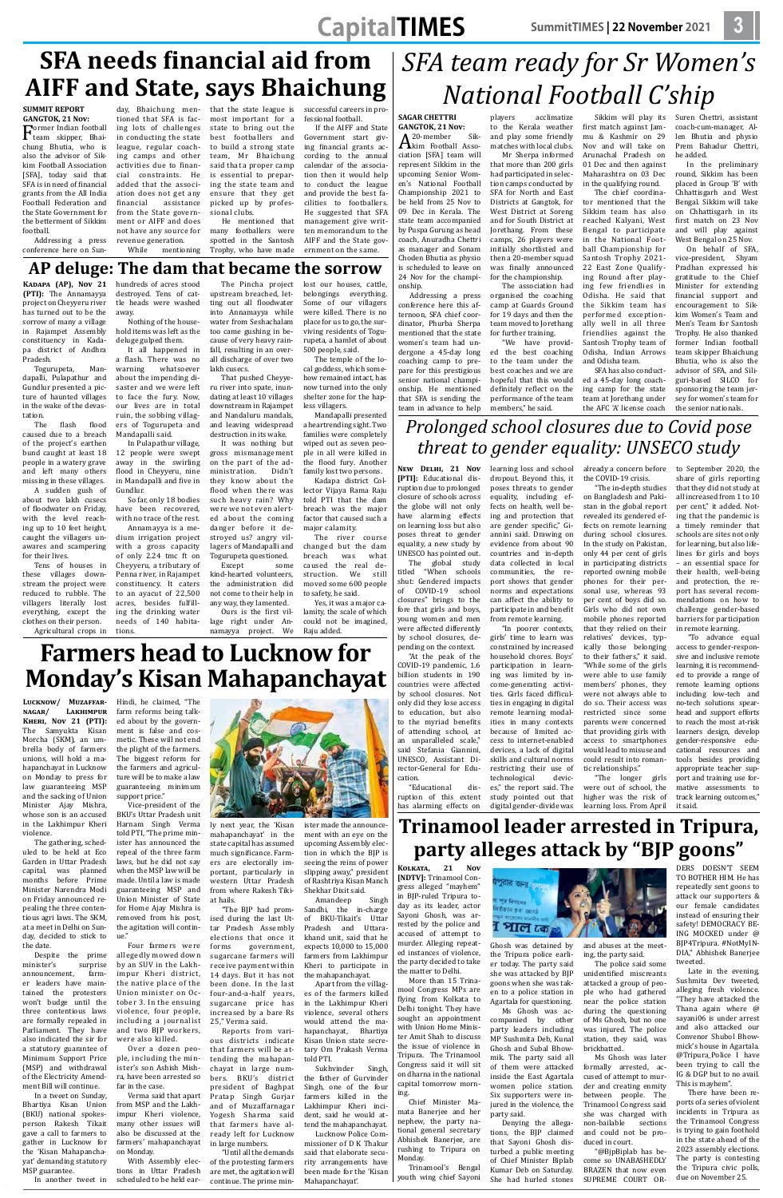# SFA needs financial aid from AIFF and State, says Bhaichung

**SUMMIT REPORT**
**GANGTOK, 21 Nov:**

Former Indian football team skipper, Bhaichung Bhutia, who is also the advisor of Sikkim Football Association [SFA], today said that SFA is in need of financial grants from the All India Football Federation and the State Government for the betterment of Sikkim football.

Addressing a press conference here on Sunday, Bhaichung mentioned that SFA is facing lots of challenges in conducting the state league, regular coaching camps and other activities due to financial constraints. He added that the association does not get any financial assistance from the State government or AIFF and does not have any source for revenue generation.

While mentioning that the state league is most important for a state to bring out the best footballers and to build a strong state team, Mr Bhaichung said that a proper camp is essential to preparing the state team and ensure that they get picked up by professional clubs.

He mentioned that many footballers were spotted in the Santosh Trophy, who have made successful careers in professional football.

If the AIFF and State Government start giving financial grants according to the annual calendar of the association then it would help to conduct the league and provide the best facilities to footballers. He suggested that SFA management give written memorandum to the AIFF and the State government on the same.

# *SFA team ready for Sr Women's National Football C'ship*

**SAGAR CHETTRI**
**GANGTOK, 21 Nov:**

A 20-member Sikkim Football Association [SFA] team will represent Sikkim in the upcoming Senior Women's National Football Championship 2021 to be held from 25 Nov to 09 Dec in Kerala. The state team accompanied by Puspa Gurung as head coach, Anuradha Chettri as manager and Sonam Choden Bhutia as physio is scheduled to leave on 24 Nov for the championship.

Addressing a press conference here this afternoon, SFA chief coordinator, Phurba Sherpa mentioned that the state women's team had undergone a 45-day long coaching camp to prepare for this prestigious senior national championship. He mentioned that SFA is sending the team in advance to help players acclimatize to the Kerala weather and play some friendly matches with local clubs.

Mr Sherpa informed that more than 200 girls had participated in selection camps conducted by SFA for North and East Districts at Gangtok, for West District at Soreng and for South District at Jorethang. From these camps, 26 players were initially shortlisted and then a 20-member squad was finally announced for the championship.

The association had organised the coaching camp at Guards Ground for 19 days and then the team moved to Jorethang for further training.

"We have provided the best coaching to the team under the best coaches and we are hopeful that this would definitely reflect on the performance of the team members," he said.

Sikkim will play its first match against Jammu & Kashmir on 29 Nov and will take on Arunachal Pradesh on 01 Dec and then against Maharashtra on 03 Dec in the qualifying round.

The chief coordinator mentioned that the Sikkim team has also reached Kalyani, West Bengal to participate in the National Football Championship for Santosh Trophy 2021-22 East Zone Qualifying Round after playing few friendlies in Odisha. He said that the Sikkim team has performed exceptionally well in all three friendlies against the Santosh Trophy team of Odisha, Indian Arrows and Odisha team.

SFA has also conducted a 45-day long coaching camp for the state team at Jorethang under the AFC 'A' license coach Suren Chettri, assistant coach-cum-manager, Allen Bhutia and physio Prem Bahadur Chettri, he added.

In the preliminary round, Sikkim has been placed in Group 'B' with Chhattisgarh and West Bengal. Sikkim will take on Chhattisgarh in its first match on 23 Nov and will play against West Bengal on 25 Nov.

On behalf of SFA, vice-president, Shyam Pradhan expressed his gratitude to the Chief Minister for extending financial support and encouragement to Sikkim Women's Team and Men's Team for Santosh Trophy. He also thanked former Indian football team skipper Bhaichung Bhutia, who is also the advisor of SFA, and Siliguri-based SILCO for sponsoring the team jersey for women's team for the senior nationals.

# AP deluge: The dam that became the sorrow

**KADAPA (AP), Nov 21 (PTI):** The Annamayya project on Cheyyeru river has turned out to be the sorrow of many a village in Rajampet Assembly constituency in Kadapa district of Andhra Pradesh.

Togurupeta, Mandapalli, Pulapathur and Gundlur presented a picture of haunted villages in the wake of the devastation.

The flash flood caused due to a breach of the project's earthen bund caught at least 18 people in a watery grave and left many others missing in these villages.

A sudden gush of about two lakh cusecs of floodwater on Friday, with the level reaching up to 10 feet height, caught the villagers unawares and scampering for their lives.

Tens of houses in these villages downstream the project were reduced to rubble. The villagers literally lost everything, except the clothes on their person.

Agricultural crops in hundreds of acres stood destroyed. Tens of cattle heads were washed away.

Nothing of the household items was left as the deluge gulped them.

It all happened in a flash. There was no warning whatsoever about the impending disaster and we were left to face the fury. Now, our lives are in total ruin, the sobbing villagers of Togurupeta and Mandapalli said.

In Pulapathur village, 12 people were swept away in the swirling flood in Cheyyeru, nine in Mandapalli and five in Gundlur.

So far, only 18 bodies have been recovered, with no trace of the rest.

Annamayya is a medium irrigation project with a gross capacity of only 2.24 tmc ft on Cheyyeru, a tributary of Penna river, in Rajampet constituency. It caters to an ayacut of 22,500 acres, besides fulfilling the drinking water needs of 140 habitations.

The Pincha project upstream breached, letting out all floodwater into Annamayya while water from Seshachalam too came gushing in because of very heavy rainfall, resulting in an overall discharge of over two lakh cusecs.

That pushed Cheyyeru river into spate, inundating at least 10 villages downstream in Rajampet and Nandaluru mandals, and leaving widespread destruction in its wake.

It was nothing but gross mismanagement on the part of the administration. Didn't they know about the flood when there was such heavy rain? Why were we not even alerted about the coming danger before it destroyed us? angry villagers of Mandapalli and Togurupeta questioned.

Except some kind-hearted volunteers, the administration did not come to their help in any way, they lamented.

Ours is the first village right under Annamayya project. We lost our houses, cattle, belongings everything. Some of our villagers were killed. There is no place for us to go, the surviving residents of Togurupeta, a hamlet of about 500 people, said.

The temple of the local goddess, which somehow remained intact, has now turned into the only shelter zone for the hapless villagers.

Mandapalli presented a heartrending sight. Two families were completely wiped out as seven people in all were killed in the flood fury. Another family lost two persons.

Kadapa district Collector Vijaya Rama Raju told PTI that the dam breach was the major factor that caused such a major calamity.

The river course changed but the dam breach was what caused the real destruction. We still moved some 600 people to safety, he said.

Yes, it was a major calamity, the scale of which could not be imagined, Raju added.

# *Prolonged school closures due to Covid pose threat to gender equality: UNESCO study*

**NEW DELHI, 21 Nov [PTI]:** Educational disruption due to prolonged closure of schools across the globe will not only have alarming effects on learning loss but also poses threat to gender equality, a new study by UNESCO has pointed out.

The global study titled "When schools shut: Gendered impacts of COVID-19 school closures" brings to the fore that girls and boys, young women and men were affected differently by school closures, depending on the context.

"At the peak of the COVID-19 pandemic, 1.6 billion students in 190 countries were affected by school closures. Not only did they lose access to education, but also to the myriad benefits of attending school, at an unparalleled scale," said Stefania Giannini, UNESCO, Assistant Director-General for Education.

"Educational disruption of this extent has alarming effects on learning loss and school dropout. Beyond this, it poses threats to gender equality, including effects on health, well being and protection that are gender specific," Giannini said. Drawing on evidence from about 90 countries and in-depth data collected in local communities, the report shows that gender norms and expectations can affect the ability to participate in and benefit from remote learning.

"In poorer contexts, girls' time to learn was constrained by increased household chores. Boys' participation in learning was limited by income-generating activities. Girls faced difficulties in engaging in digital remote learning modalities in many contexts because of limited access to internet-enabled devices, a lack of digital skills and cultural norms restricting their use of technological devices," the report said. The study pointed out that digital gender-divide was already a concern before the COVID-19 crisis.

"The in-depth studies on Bangladesh and Pakistan in the global report revealed its gendered effects on remote learning during school closures. In the study on Pakistan, only 44 per cent of girls in participating districts reported owning mobile phones for their personal use, whereas 93 per cent of boys did so. Girls who did not own mobile phones reported that they relied on their relatives' devices, typically those belonging to their fathers," it said. "While some of the girls were able to use family members' phones, they were not always able to do so. Their access was restricted since some parents were concerned that providing girls with access to smartphones would lead to misuse and could result into romantic relationships."

"The longer girls were out of school, the higher was the risk of learning loss. From April to September 2020, the share of girls reporting that they did not study at all increased from 1 to 10 per cent," it added. Noting that the pandemic is a timely reminder that schools are sites not only for learning, but also lifelines for girls and boys – an essential space for their health, well-being and protection, the report has several recommendations on how to challenge gender-based barriers for participation in remote learning.

"To advance equal access to gender-responsive and inclusive remote learning, it is recommended to provide a range of remote learning options including low-tech and no-tech solutions spearheaded and support efforts to reach the most at-risk learners design, develop gender-responsive educational resources and tools besides providing appropriate teacher support and training use formative assessments to track learning outcomes," it said.

# Farmers head to Lucknow for Monday's Kisan Mahapanchayat

**LUCKNOW/ MUZAFFARNAGAR/ LAKHIMPUR KHERI, Nov 21 (PTI):** The Samyukta Kisan Morcha (SKM), an umbrella body of farmers unions, will hold a mahapanchayat in Lucknow on Monday to press for law guaranteeing MSP and the sacking of Union Minister Ajay Mishra, whose son is accused in the Lakhimpur Kheri violence.

The gathering, scheduled to be held at Eco Garden in Uttar Pradesh capital, was planned months before Prime Minister Narendra Modi on Friday announced repealing the three contentious agri laws. The SKM, at a meet in Delhi on Sunday, decided to stick to the date.

Despite the prime minister's surprise announcement, farmer leaders have maintained the protesters won't budge until the three contentious laws are formally repealed in Parliament. They have also indicated the sir for a statutory guarantee of Minimum Support Price (MSP) and withdrawal of the Electricity Amendment Bill will continue.

In a tweet on Sunday, Bhartiya Kisan Union (BKU) national spokesperson Rakesh Tikait gave a call to farmers to gather in Lucknow for the 'Kisan Mahapanchayat' demanding statutory MSP guarantee.

In another tweet in Hindi, he claimed, "The farm reforms being talked about by the government is false and cosmetic. These will not end the plight of the farmers. The biggest reform for the farmers and agriculture will be to make a law guaranteeing minimum support price."

Vice-president of the BKU's Uttar Pradesh unit Harnam Singh Verma told PTI, "The prime minister has announced the repeal of the three farm laws, but he did not say when the MSP law will be made. Until a law is made guaranteeing MSP and Union Minister of State for Home Ajay Mishra is removed from his post, the agitation will continue."

Four farmers were allegedly mowed down by an SUV in the Lakhimpur Kheri district, the native place of the Union minister on October 3. In the ensuing violence, four people, including a journalist and two BJP workers, were also killed.

Over a dozen people, including the minister's son Ashish Mishra, have been arrested so far in the case.

Verma said that apart from MSP and the Lakhimpur Kheri violence, many other issues will also be discussed at the farmers' mahapanchayat on Monday.

With Assembly elections in Uttar Pradesh scheduled to be held early next year, the 'Kisan mahapanchayat' in the state capital has assumed much significance. Farmers are electorally important, particularly in western Uttar Pradesh from where Rakesh Tikait hails.

"The BJP had promised during the last Uttar Pradesh Assembly elections that once it forms government, sugarcane farmers will receive payment within 14 days. But it has not been done. In the last four-and-a-half years, sugarcane price has increased by a bare Rs 25," Verma said.

Reports from various districts indicate that farmers will be attending the mahapanchayat in large numbers. BKU's district president of Baghpat Pratap Singh Gurjar and of Muzaffarnagar Yogesh Sharma said that farmers have already left for Lucknow in large numbers.

"Until all the demands of the protesting farmers are met, the agitation will continue. The prime minister made the announcement with an eye on the upcoming Assembly election in which the BJP is seeing the reins of power slipping away," president of Rashtriya Kisan Manch Shekhar Dixit said.

Amandeep Singh Sandhi, the in-charge of BKU-Tikait's Uttar Pradesh and Uttarakhand unit, said that he expects 10,000 to 15,000 farmers from Lakhimpur Kheri to participate in the mahapanchayat.

Apart from the villages of the farmers killed in the Lakhimpur Kheri violence, several others would attend the mahapanchayat, Bhartiya Kisan Union state secretary Om Prakash Verma told PTI.

Sukhvinder Singh, the father of Gurvinder Singh, one of the four farmers killed in the Lakhimpur Kheri incident, said he would attend the mahapanchayat.

Lucknow Police Commissioner of D K Thakur said that elaborate security arrangements have been made for the 'Kisan Mahapanchayat'.

# Trinamool leader arrested in Tripura, party alleges attack by "BJP goons"

**KOLKATA, 21 Nov [NDTV]:** Trinamool Congress alleged "mayhem" in BJP-ruled Tripura today as its leader, actor Sayoni Ghosh, was arrested by the police and accused of attempt to murder. Alleging repeated instances of violence, the party decided to take the matter to Delhi.

More than 15 Trinamool Congress MPs are flying from Kolkata to Delhi tonight. They have sought an appointment with Union Home Minister Amit Shah to discuss the issue of violence in Tripura. The Trinamool Congress said it will sit on dharna in the national capital tomorrow morning.

Chief Minister Mamata Banerjee and her nephew, the party national general secretary Abhishek Banerjee, are rushing to Tripura on Monday.

Trinamool's Bengal youth wing chief Sayoni Ghosh was detained by the Tripura police earlier today. The party said she was attacked by BJP goons when she was taken to a police station in Agartala for questioning.

Ms Ghosh was accompanied by other party leaders including MP Sushmita Dev, Kunal Ghosh and Subal Bhowmik. The party said all of them were attacked inside the East Agartala women police station. Six supporters were injured in the violence, the party said.

Denying the allegations, the BJP claimed that Sayoni Ghosh disturbed a public meeting of Chief Minister Biplab Kumar Deb on Saturday. She had hurled stones and abuses at the meeting, the party said.

The police said some unidentified miscreants attacked a group of people who had gathered near the police station during the questioning of Ms Ghosh, but no one was injured. The police station, they said, was brickbatted.

Ms Ghosh was later formally arrested, accused of attempt to murder and creating enmity between people. The Trinamool Congress said she was charged with non-bailable sections and could not be produced in court.

"@BjpBiplab has become so UNABASHEDLY BRAZEN that now even SUPREME COURT ORDERS DOESN'T SEEM TO BOTHER HIM. He has repeatedly sent goons to attack our supporters & our female candidates instead of ensuring their safety! DEMOCRACY BEING MOCKED under @BJP4Tripura. #NotMyINDIA," Abhishek Banerjee tweeted.

Late in the evening, Sushmita Dev tweeted, alleging fresh violence. "They have attacked the Thana again where @sayani06 is under arrest and also attacked our Convenor Shubol Bhowmick's house in Agartala. @Tripura_Police I have been trying to call the IG & DGP but to no avail. This is mayhem".

There have been reports of a series of violent incidents in Tripura as the Trinamool Congress is trying to gain foothold in the state ahead of the 2023 assembly elections. The party is contesting the Tripura civic polls, due on November 25.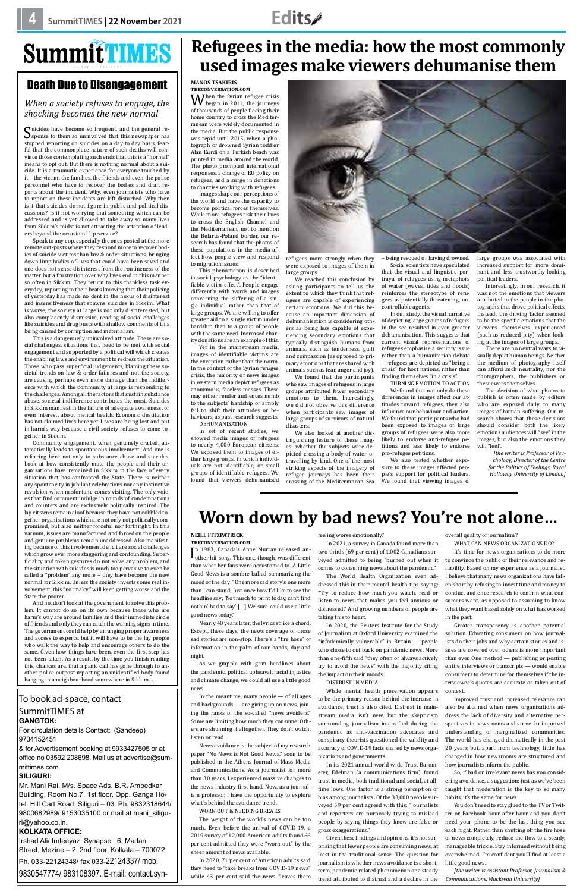# SummitTIMES

## Death Due to Disengagement

*When a society refuses to engage, the shocking becomes the new normal*

Suicides have become so frequent, and the general response to them so uninvolved that this newspaper has stopped reporting on suicides on a day to day basis, fearful that the commonplace nature of such deaths will convince those contemplating such ends that this is a "normal" means to opt out. But there is nothing normal about a suicide. It is a traumatic experience for everyone touched by it – the victim, the families, the friends and even the police personnel who have to recover the bodies and draft reports about the incident. Why, even journalists who have to report on these incidents are left disturbed. Why then is it that suicides do not figure in public and political discussions? Is it not worrying that something which can be addressed and is yet allowed to take away so many lives from Sikkim's midst is not attracting the attention of leaders beyond the occasional lip-service?

Speak to any cop, especially the ones posted at the more remote out-posts where they respond more to recover bodies of suicide victims than law & order situations, bringing down limp bodies of lives that could have been saved and one does not sense disinterest from the routineness of the matter but a frustration over why lives end in this manner so often in Sikkim. They return to this thankless task every day, reporting to their beats knowing that their policing of yesterday has made no dent in the nexus of disinterest and insensitiveness that spawns suicides in Sikkim. What is worse, the society at large is not only disinterested, but also complacently dismissive, reading of social challenges like suicides and drug busts with shallow comments of this being caused by corruption and materialism.

This is a dangerously uninvolved attitude. These are social challenges, situations that need to be met with social engagement and supported by a political will which creates the enabling laws and environment to redress the situation. Those who pass superficial judgements, blaming these societal trends on law & order failures and not the society, are causing perhaps even more damage than the indifference with which the community at large is responding to the challenges. Among all the factors that sustain substance abuse, societal indifference contributes the most. Suicides in Sikkim manifest in the failure of adequate awareness, or even interest, about mental health. Economic destitution has not claimed lives here yet. Lives are being lost and put in harm's way because a civil society refuses to come together in Sikkim.

Community engagement, when genuinely crafted, automatically leads to spontaneous involvement. And one is referring here not only to substance abuse and suicides. Look at how consistently mute the people and their organisations have remained in Sikkim in the face of every situation that has confronted the State. There is neither any spontaneity in jubilant celebrations nor any instinctive revulsion when misfortune comes visiting. The only voices that find comment indulge in rounds of condemnations and counters and are exclusively politically inspired. The lay citizens remain aloof because they have not cobbled together organisations which are not only not politically compromised, but also neither forceful nor forthright. In this vacuum, issues are manufactured and forced on the people and genuine problems remain unaddressed. Also manifesting because of this involvement deficit are social challenges which grow ever more staggering and confounding. Superficiality and token gestures do not solve any problem, and the situation with suicides is much too pervasive to even be called a "problem" any more – they have become the new normal for Sikkim. Unless the society invests some real involvement, this "normalcy" will keep getting worse and the State the poorer.

And no, don't look at the government to solve this problem. It cannot do so on its own because those who are harm's way are around families and their immediate circle of friends and only they can catch the warning signs in time. The government could help by arranging proper awareness and access to experts, but it will have to be the lay people who walk the way to help and encourage others to do the same. Given how things have been, even the first step has not been taken. As a result, by the time you finish reading this, chances are, that a panic call has gone through to another police outpost reporting an unidentified body found hanging in a neighbourhood somewhere in Sikkim...

To book ad-space, contact SummitTIMES at

**GANGTOK:**
For circulation details Contact: (Sandeep) 9734152451
& for Advertisement booking at 9933427505 or at office no 03592 208698. Mail us at advertise@summittimes.com

**SILIGURI:**
Mr. Mani Rai, M/s. Space Ads, B.R. Ambedkar Building, Room No.7, 1st floor. Opp. Ganga Hotel. Hill Cart Road. Siliguri – 03. Ph. 9832318644/ 9800682989/ 9153035100 or mail at mani_siliguri@yahoo.co.in.

**KOLKATA OFFICE:**
Irshad Ali/ Imteeyaz. Synapse, 6, Madan Street, Mezine – 2, 2nd floor. Kolkata – 700072. Ph. 033-22124348/ fax 033-22124337/ mob. 9830547774/ 983108397. E-mail: contact.syn-

# Refugees in the media: how the most commonly used images make viewers dehumanise them

**MANOS TSAKIRIS**
**THECONVERSATION.COM**

When the Syrian refugee crisis began in 2011, the journeys of thousands of people fleeing their home country to cross the Mediterranean were widely documented in the media. But the public response was tepid until 2015, when a photograph of drowned Syrian toddler Alan Kurdi on a Turkish beach was printed in media around the world. The photo prompted international responses, a change of EU policy on refugees, and a surge in donations to charities working with refugees.

Images shape our perceptions of the world and have the capacity to become political forces themselves. While more refugees risk their lives to cross the English Channel and the Mediterranean, not to mention the Belarus-Poland border, our research has found that the photos of these populations in the media affect how people view and respond to migration issues.

This phenomenon is described in social psychology as the "identifiable victim effect". People engage differently with words and images concerning the suffering of a single individual rather than that of large groups. We are willing to offer greater aid to a single victim under hardship than to a group of people with the same need. Increased charity donations are an example of this.

Yet in the mainstream media, images of identifiable victims are the exception rather than the norm. In the context of the Syrian refugee crisis, the majority of news images in western media depict refugees as anonymous, faceless masses. These may either render audiences numb to the subjects' hardship or simply fail to shift their attitudes or behaviours, as past research suggests.

DEHUMANISATION

In set of recent studies, we showed media images of refugees to nearly 4,000 European citizens. We exposed them to images of either large groups, in which individuals are not identifiable, or small groups of identifiable refugees. We found that viewers dehumanised refugees more strongly when they were exposed to images of them in large groups.

We reached this conclusion by asking participants to tell us the extent to which they think that refugees are capable of experiencing certain emotions. We did this because an important dimension of dehumanisation is considering others as being less capable of experiencing secondary emotions that typically distinguish humans from animals, such as tenderness, guilt and compassion (as opposed to primary emotions that are shared with animals such as fear, anger and joy).

We found that the participants who saw images of refugees in large groups attributed fewer secondary emotions to them. Interestingly, we did not observe this difference when participants saw images of large groups of survivors of natural disasters.

We also looked at another distinguishing feature of these images: whether the subjects were depicted crossing a body of water or travelling by land. One of the most striking aspects of the imagery of refugee journeys has been their crossing of the Mediterranean Sea – being rescued or having drowned.

Social scientists have speculated that the visual and linguistic portrayal of refugees using metaphors of water (waves, tides and floods) reinforces the stereotype of refugees as potentially threatening, uncontrollable agents.

In our study, the visual narrative of depicting large groups of refugees in the sea resulted in even greater dehumanisation. This suggests that current visual representations of refugees emphasise a security issue rather than a humanitarian debate – refugees are depicted as "being a crisis" for host nations, rather than finding themselves "in a crisis".

TURNING EMOTION TO ACTION

We found that not only do these differences in images affect our attitudes toward refugees, they also influence our behaviour and action. We found that participants who had been exposed to images of large groups of refugees were also more likely to endorse anti-refugee petitions and less likely to endorse pro-refugee petitions.

We also tested whether exposure to these images affected people's support for political leaders. We found that viewing images of large groups was associated with increased support for more dominant and less trustworthy-looking political leaders.

Interestingly, in our research, it was not the emotions that viewers attributed to the people in the photographs that drove political effects. Instead, the driving factor seemed to be the specific emotions that the viewers themselves experienced (such as reduced pity) when looking at the images of large groups.

There are no neutral ways to visually depict human beings. Neither the medium of photography itself can afford such neutrality, nor the photographers, the publishers or the viewers themselves.

The decision of what photos to publish is often made by editors who are exposed daily to many images of human suffering. Our research shows that these decisions should consider both the likely emotions audiences will "see" in the images, but also the emotions they will "feel".

*[the writer is Professor of Psychology, Director of the Centre for the Politics of Feelings, Royal Holloway University of London]*

# Worn down by bad news? You're not alone…

**NEILL FITZPATRICK**
**THECONVERSATION.COM**

In 1983, Canada's Anne Murray released another hit song. This one, though, was different than what her fans were accustomed to. A Little Good News is a sombre ballad summarizing the mood of the day: "One more sad story's one more than I can stand; Just once how I'd like to see the headline say; 'Not much to print today, can't find nothin' bad to say' […] We sure could use a little good news today."

Nearly 40 years later, the lyrics strike a chord. Except, these days, the news coverage of those sad stories are non-stop. There's a "fire hose" of information in the palm of our hands, day and night.

As we grapple with grim headlines about the pandemic, political upheaval, racial injustice and climate change, we could all use a little good news.

In the meantime, many people — of all ages and backgrounds — are giving up on news, joining the ranks of the so-called "news avoiders." Some are limiting how much they consume. Others are shunning it altogether. They don't watch, listen or read.

News avoidance is the subject of my research paper "No News is Not Good News," soon to be published in the Athens Journal of Mass Media and Communications. As a journalist for more than 30 years, I experienced massive changes to the news industry first hand. Now, as a journalism professor, I have the opportunity to explore what's behind the avoidance trend.

WORN OUT & NEEDING BREAKS

The weight of the world's news can be too much. Even before the arrival of COVID-19, a 2019 survey of 12,000 American adults found 66 per cent admitted they were "worn out" by the sheer amount of news available.

In 2020, 71 per cent of American adults said they need to "take breaks from COVID-19 news" while 43 per cent said the news "leaves them feeling worse emotionally."

In 2021, a survey in Canada found more than two-thirds (69 per cent) of 1,002 Canadians surveyed admitted to being "burned out when it comes to consuming news about the pandemic."

The World Health Organization even addressed this in their mental health tips saying: "Try to reduce how much you watch, read or listen to news that makes you feel anxious or distressed." And growing numbers of people are taking this to heart.

In 2020, the Reuters Institute for the Study of Journalism at Oxford University examined the "infodemically vulnerable" in Britain — people who chose to cut back on pandemic news. More than one-fifth said "they often or always actively try to avoid the news" with the majority citing the impact on their moods.

DISTRUST IN MEDIA

While mental health preservation appears to be the primary reason behind the increase in avoidance, trust is also cited. Distrust in mainstream media isn't new, but the skepticism surrounding journalism intensified during the pandemic as anti-vaccination advocates and conspiracy theorists questioned the validity and accuracy of COVID-19 facts shared by news organizations and governments.

In its 2021 annual world-wide Trust Barometer, Edelman (a communications firm) found trust in media, both traditional and social, at all-time lows. One factor is a strong perception of bias among journalists. Of the 33,000 people surveyed 59 per cent agreed with this: "Journalists and reporters are purposely trying to mislead people by saying things they know are false or gross exaggerations."

Given these findings and opinions, it's not surprising that fewer people are consuming news, at least in the traditional sense. The question for journalism is whether news avoidance is a short-term, pandemic-related phenomenon or a steady trend attributed to distrust and a decline in the overall quality of journalism?

WHAT CAN NEWS ORGANIZATIONS DO?

It's time for news organizations to do more to convince the public of their relevance and reliability. Based on my experience as a journalist, I believe that many news organizations have fallen short by refusing to invest time and money to conduct audience research to confirm what consumers want, as opposed to assuming to know what they want based solely on what has worked in the past.

Greater transparency is another potential solution. Educating consumers on how journalists do their jobs and why certain stories and issues are covered over others is more important than ever. One method — publishing or posting entire interviews or transcripts — would enable consumers to determine for themselves if the interviewee's quotes are accurate or taken out of context.

Improved trust and increased relevance can also be attained when news organizations address the lack of diversity and alternative perspectives in newsrooms and strive for improved understanding of marginalized communities. The world has changed dramatically in the past 20 years but, apart from technology, little has changed in how newsrooms are structured and how journalists inform the public.

So, if bad or irrelevant news has you considering avoidance, a suggestion: just as we've been taught that moderation is the key to so many habits, it's the same for news.

You don't need to stay glued to the TV or Twitter or Facebook hour after hour and you don't need your phone to be the last thing you see each night. Rather than shutting off the fire hose of news completely, reduce the flow to a steady, manageable trickle. Stay informed without being overwhelmed. I'm confident you'll find at least a little good news.

*[the writer is Assistant Professor, Journalism & Communications, MacEwan University]*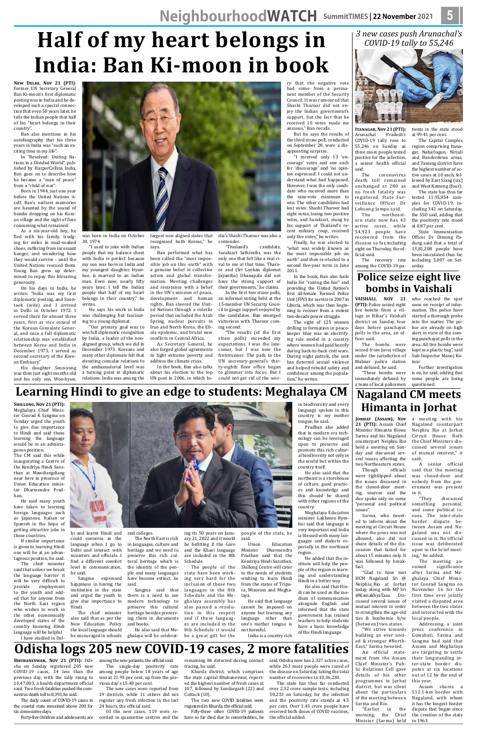# Half of my heart belongs in India: Ban Ki-moon in book

**New Delhi, Nov 21 (PTI):** Former UN Secretary General Ban Ki-moon's first diplomatic posting was in India and he developed such a special connection that even 50 years later, he tells the Indian people that half of his "heart belongs in their country".

Ban also mentions in his autobiography that his three years in India was "such an exciting time in my life".

In "Resolved: Uniting Nations in a Divided World", published by HarperCollins India, Ban goes on to describe how he became a "man of peace" from a "child of war".

Born in 1944, just one year before the United Nations itself, Ban's earliest memories are haunted by the sound of bombs dropping on his Korean village and the sight of fires consuming what remained.

As a six-year-old boy, he fled with his family, trudging for miles in mud-soaked shoes, suffering from incessant hunger, and wondering how they would survive - until the United Nations rescued them. Young Ban grew up determined to repay this lifesaving generosity.

On his days in India, he writes: "India was my first diplomatic posting, and Soon-taek (wife) and I arrived in Delhi in October 1972. I served there for almost three years, first as vice consul of the Korean Consulate General, and once a full diplomatic relationship was established between Korea and India in December 1973, I served as second secretary of the Korean Embassy."

His daughter Seon-yong was then just eight months old and his only son, Woo-hyun, was born in India on October 30, 1974.

"I used to joke with Indian people that my balance sheet with India is perfect because my son was born in India and my youngest daughter, Hyun-hee, is married to an Indian man. Even now, nearly fifty years later, I tell the Indian people that half of my heart belongs in their country," he writes.

He says his work in India was challenging but fascinating to a young diplomat.

"Our primary goal was to win full diplomatic recognition by India, a leader of the non-aligned group, which we did in December 1973. Koreans and many other diplomats felt that elevating consular relations to the ambassadorial level was a turning point in diplomatic relations. India was among the largest non-aligned states that recognised both Koreas," he says.

Ban performed what has been called the "most impossible job on this earth" with a genuine belief in collective action and global transformation. Meeting challenges and resistance with a belief in the UN's mission of peace, development and human rights, Ban steered the United Nations through a volatile period that included the Arab Spring, nuclear pursuits in Iran and North Korea, the Ebola epidemic, and brutal new conflicts in Central Africa.

As Secretary General, he also forged global agreements to fight extreme poverty and address the climate crisis.

In the book, Ban also talks about his election to the top UN post in 2006, in which India's Shashi Tharoor was also a contender.

"Thailand's candidate, Surakiart Sathirathi, was the only one that felt like a real rival to me at that time. Tharoor and (Sri Lankan diplomat Jayantha) Dhanapala did not have the strong support of their governments," he claims.

In the first two straw polls, an informal voting held at the 15-member UN Security Council to gauge support enjoyed by the candidates, Ban emerged victorious with Tharoor coming second.

"The results (of the first straw polls) exceeded my expectations. I was the latecomer, but I was now the frontrunner. The path to the UN secretary-general's thirty-eighth floor office began to glimmer into focus. But I could not get rid of the worry that the negative vote had come from a permanent member of the Security Council. It was rumoured that Shashi Tharoor did not enjoy the Indian government's support, but the fact that he received 10 votes made me anxious," Ban recalls.

But he says the results of the third straw poll, conducted on September 28, were a disappointing surprise.

"I received only 13 'encourage' votes and one each for 'discourage' and 'no opinion expressed'. I could not understand what had happened. However, I was the only candidate who received more than the nine-vote minimum to win. The other candidates had lost votes: Shashi Tharoor had eight votes, losing two positive votes, and Surakiart, stung by his support of Thailand's recent military coup, received only five votes," he writes.

Finally, he was elected to "what was widely known as the most impossible job on earth" and then re-elected to a second five-year term in June 2011.

In the book, Ban also hails India for "raising the bar" and providing the United Nation's first all-female Formed Police Unit (FPU) for service in 2007 in Liberia, which was then beginning to recover from a violent two-decade power struggle.

The sight of 125 women drilling in formation in peacekeeper blue was an electrifying role model in a country where women had paid heavily during back-to-back civil wars. During night patrols, the unit has deterred sexual violence and helped rebuild safety and confidence among the population," he writes.

## *3 new cases push Arunachal's COVID-19 tally to 55,246*

**Itanagar, Nov 21 (PTI):** Arunachal Pradesh's COVID-19 tally rose to 55,246 on Sunday as three more people tested positive for the infection, a senior health official said.

The coronavirus death toll remained unchanged at 280 as no fresh fatality was registered, State Surveillance Officer Dr Lobsang Jampa said.

The northeastern state now has 43 active cases, while 54,923 people have recovered from the disease so far, including eight on Thursday, the official said.

The recovery rate among the COVID-19 patients in the state stood at 99.41 per cent.

The Capital Complex region comprising Itanagar, Naharlagun, Nirjuli and Banderdewa areas, and Tawang district have the highest number of active cases at 10 each, followed by East Siang (six) and West Kameng (four).

The state has thus far tested 11,95,854 samples for COVID-19, including 342 on Saturday, the SSO said, adding that the positivity rate stood at 0.87 per cent.

State Immunisation Officer Dr Dimong Padung said that a total of 13,81,208 people have been inoculated thus far, including 5,007 on Saturday.

## Police seize eight live bombs in Vaishali

**Vaishali, Nov 21 (PTI):** Police seized eight live bombs from a village in Bihar's Vaishali district on Sunday, four days before panchayat polls in the area, an officer said.

The bombs were seized from Javaj village under the jurisdiction of Mahnar police station and defused, he said.

"These bombs were immediately defused by a team of local policemen who reached the spot soon on receipt of information. The police have started a thorough probe into the matter. The police are already on high alert in view of the coming panchayat polls in the area. All live bombs were kept in a plastic bag", said Sub-Inspector Manoj Kumar.

Further investigation is on, he said, adding that some people are being questioned.

# Learning Hindi to give an edge to students: Meghalaya CM

**Shillong, Nov 21 (PTI):** Meghalaya Chief Minister Conrad K Sangma on Sunday urged the youth to give due importance to Hindi and said those learning the language would be in an advantageous position.

The CM said this while inaugurating a Centre of the Kendriya Hindi Sansthan at Mawdiangdiang near here in presence of Union Education minister Dharmendra Pradhan.

He said many youth have taken to learning foreign languages such as Japanese, Italian or Spanish in the hope of getting attractive jobs in those countries.

If similar importance is given to learning Hindi one will be at an advantageous position, he said.

The chief minister said that unless we break the language barrier it will be very difficult to provide employment to the youth and added that for anyone from the North East region who wishes to work in the other economically developed states of the country knowing Hindi language will be helpful.

I have studied in Delhi and learnt Hindi and could converse in the language when I go to Delhi and interact with ministers and officials. I find a different comfort level in communication, he said.

Sangma expressed happiness in having the institution in the state and urged the youth to give due importance to Hindi.

The chief minister also said that as per the New Education Policy the local language should be encouraged in schools and colleges.

The North East is rich in languages, culture and heritage and we need to preserve this rich cultural heritage which is the identity of the people and many languages have become extinct, he said.

Sangma said that there is a need to use modern technology to preserve this cultural heritage besides preserving them in documents and books.

He also said that Meghalaya will be celebrating its 50 years on January 21, 2022 and it would be befitting if the Garo and the Khasi language are included in the 8th Schedule.

The people of the state have been working very hard for the inclusion of these two languages in the 8th Schedule and the Meghalaya assembly has also passed a resolution in this respect and if these languages are included in the 8th Schedule it would be a great gift for the people of the state, he said.

Union Education Minister Dharmendra Pradhan said that the Kendriya Hindi Sansthan, Shillong Centre will cater to the needs of students wishing to learn Hindi from the states of Tripura, Mizoram and Meghalaya.

He said that language cannot be imposed on anyone but learning any language other than one's mother tongue is not harmful.

India is a country rich in biodiversity and every language spoken in this country is my mother tongue, he said.

Pradhan also added that in modern era technology can be leveraged upon to preserve and promote this rich cultural biodiversity not only in the world but within the country itself.

He also said that the northeast is a storehouse of culture, good practices and knowledge and this should be shared with other regions of the country.

Meghalaya Education minister Lakhmen Rymbui said that language is very important and India is blessed with many languages and dialects especially in the northeast region.

He added that the institute will help the people of the region in learning and understanding Hindi in a better way.

He also said that Hindi can be used as the medium of communication alongside English and informed that the state government has trained teachers to help students have a basic knowledge of the Hindi language.

# Nagaland CM meets Himanta in Jorhat

**Jorhat (Assam), Nov 21 (PTI):** Assam Chief Minister Himanta Biswa Sarma and his Nagaland counterpart Neiphiu Rio held a meeting on Sunday and discussed several issues affecting the two Northeastern states.

Though officials were tightlipped about the issues discussed in the closed-door meeting, sources said the duo spoke only on some "personal and political issues".

Sarma, who tweeted to inform about the meeting at Circuit House where the press was not allowed, also did not share details of the discussion that lasted for about 15 minutes only. It was followed by breakfast.

"Glad to have met HCM Nagaland Sri @Neiphiu_Rio at Jorhat today, along with MP Sri @KamakhyaTasa. Discussed several issues of mutual interest in order to strengthen the age-old ties & bonhomie b/w (between) two states.

"We strive towards building an even united & stronger #NorthEast," Sarma tweeted.

An official statement from the Assam Chief Minister's Public Relations Cell gave details of his other programmes in Jorhat district, but was silent about the particulars of the meeting between Sarma and Rio.

"Earlier in the morning, the Chief Minister (Sarma) held a meeting with his Nagaland counterpart Neiphiu Rio at Jorhat Circuit House. Both the Chief Ministers discussed several issues of mutual interest," it said.

A senior official said that the meeting was closed-door and nobody from the government was present in it.

"They discussed something personal, and some political issues. The inter-state border dispute between Assam and Nagaland was not discussed in it. No official issue was deliberated upon in the brief meeting," he added.

The meeting assumed significance after Sarma and Meghalaya Chief Minister Conrad Sangma on November 16 for the first time ever jointly visited a disputed area between the two states and interacted with the local people.

Addressing a joint press conference in Guwahati, Sarma and Sangma had said that Assam and Meghalaya are targeting to settle their longstanding inter-state border disputes at six locations out of 12 by the end of this year.

Assam shares a 512.1-km border with Nagaland, with whom it has the longest border dispute that began since the creation of the state in 1963.

# Odisha logs 205 new COVID-19 cases, 2 more fatalities

**Bhubaneswar, Nov 21 (PTI):** Odisha on Sunday registered 205 new COVID-19 cases, 34 less than the previous day, with the tally rising to 10,47,003, a health department official said. Two fresh fatalities pushed the coronavirus death toll to 8,393, he said.

The daily count of COVID-19 cases in the coastal state remained above 200 for six consecutive days.

Forty-five children and adolescents are among the new patients, the official said.

The single-day positivity rate among people below 18 years of age was at 21.95 per cent, up from the previous day's 15.48 per cent.

The new cases were reported from 19 districts, while 11 others did not register any fresh infection in the last 24 hours, the official said.

Of the new cases, 119 were recorded in quarantine centres and the remaining 86 detected during contact tracing, he said.

Khurda district, which comprises the state capital Bhubaneswar, reported the highest number of fresh cases at 107, followed by Sundargarh (22) and Cuttack (10).

The two new COVID fatalities were registered in Khurda, the official said.

Fifty-three other COVID-19 patients have so far died due to comorbidities, he said. Odisha now has 2,327 active cases, while 263 more people were cured of the disease on Saturday, taking the total number of recoveries to 10,36,230.

The state has thus far conducted over 2.32 crore sample tests, including 50,233 on Saturday, for the infection and the positivity rate stands at 4.5 per cent. Over 1.43 crore people have received both doses of COVID vaccines, the official added.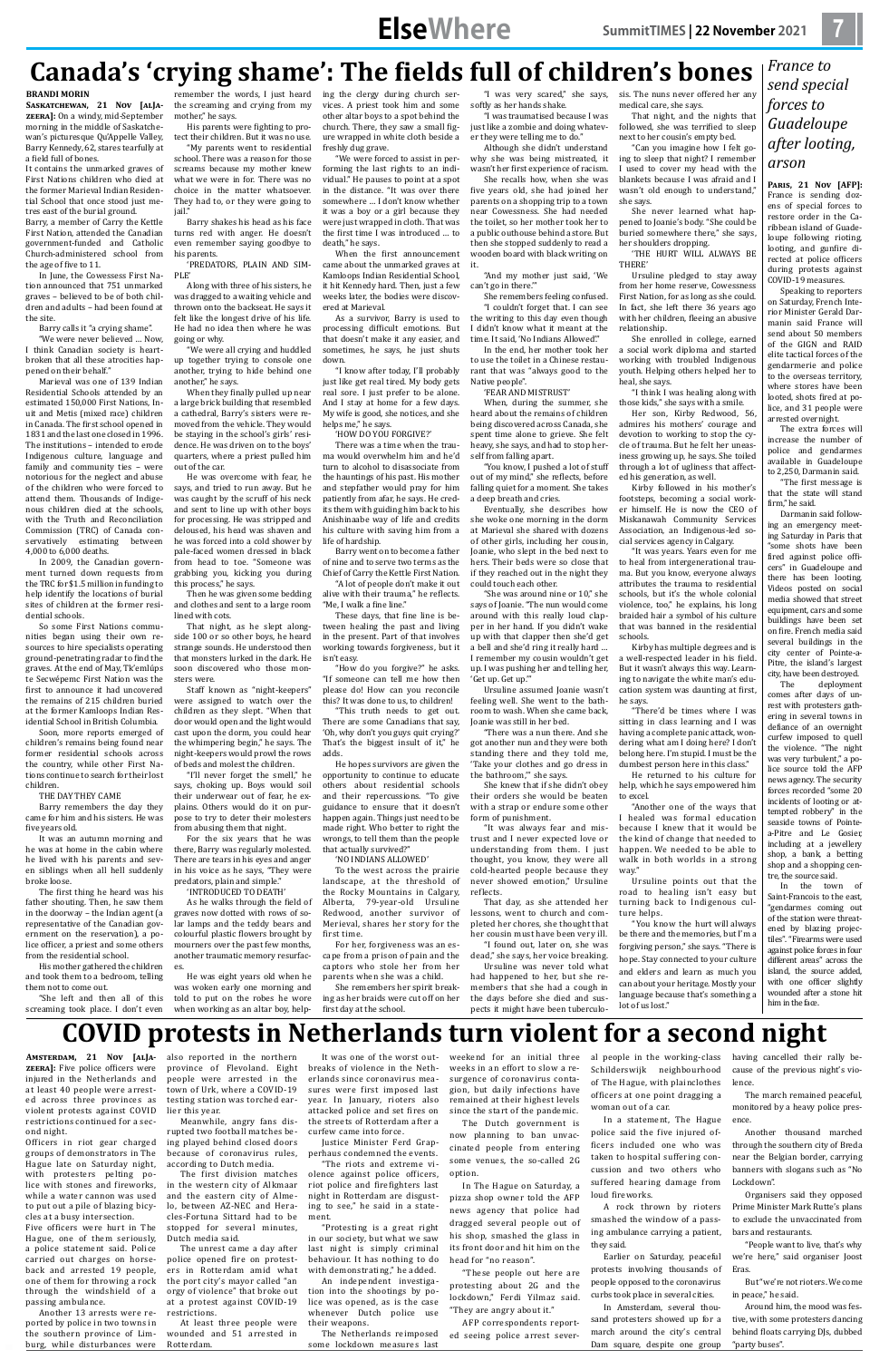# Canada's 'crying shame': The fields full of children's bones

**BRANDI MORIN**

**Saskatchewan, 21 Nov [AlJazeera]:** On a windy, mid-September morning in the middle of Saskatchewan's picturesque Qu'Appelle Valley, Barry Kennedy, 62, stares tearfully at a field full of bones.

It contains the unmarked graves of First Nations children who died at the former Marieval Indian Residential School that once stood just metres east of the burial ground.

Barry, a member of Carry the Kettle First Nation, attended the Canadian government-funded and Catholic Church-administered school from the age of five to 11.

In June, the Cowessess First Nation announced that 751 unmarked graves – believed to be of both children and adults – had been found at the site.

Barry calls it "a crying shame".

"We never never believed … Now, I think Canadian society is heartbroken that all these atrocities happened on their behalf."

Marieval was one of 139 Indian Residential Schools attended by an estimated 150,000 First Nations, Inuit and Metis (mixed race) children in Canada. The first school opened in 1831 and the last one closed in 1996. The institutions – intended to erode Indigenous culture, language and family and community ties – were notorious for the neglect and abuse of the children who were forced to attend them. Thousands of Indigenous children died at the schools, with the Truth and Reconciliation Commission (TRC) of Canada conservatively estimating between 4,000 to 6,000 deaths.

In 2009, the Canadian government turned down requests from the TRC for $1.5 million in funding to help identify the locations of burial sites of children at the former residential schools.

So some First Nations communities began using their own resources to hire specialists operating ground-penetrating radar to find the graves. At the end of May, Tk'emlúps te Secwépemc First Nation was the first to announce it had uncovered the remains of 215 children buried at the former Kamloops Indian Residential School in British Columbia.

Soon, more reports emerged of children's remains being found near former residential schools across the country, while other First Nations continue to search for their lost children.

THE DAY THEY CAME

Barry remembers the day they came for him and his sisters. He was five years old.

It was an autumn morning and he was at home in the cabin where he lived with his parents and seven siblings when all hell suddenly broke loose.

The first thing he heard was his father shouting. Then, he saw them in the doorway – the Indian agent (a representative of the Canadian government on the reservation), a police officer, a priest and some others from the residential school.

His mother gathered the children and took them to a bedroom, telling them not to come out.

"She left and then all of this screaming took place. I don't even remember the words, I just heard the screaming and crying from my mother," he says.

His parents were fighting to protect their children. But it was no use.

"My parents went to residential school. There was a reason for those screams because my mother knew what we were in for. There was no choice in the matter whatsoever. They had to, or they were going to jail."

Barry shakes his head as his face turns red with anger. He doesn't even remember saying goodbye to his parents.

'PREDATORS, PLAIN AND SIMPLE'

Along with three of his sisters, he was dragged to a waiting vehicle and thrown onto the backseat. He says it felt like the longest drive of his life. He had no idea then where he was going or why.

"We were all crying and huddled up together trying to console one another, trying to hide behind one another," he says.

When they finally pulled up near a large brick building that resembled a cathedral, Barry's sisters were removed from the vehicle. They would be staying in the school's girls' residence. He was driven on to the boys' quarters, where a priest pulled him out of the car.

He was overcome with fear, he says, and tried to run away. But he was caught by the scruff of his neck and sent to line up with other boys for processing. He was stripped and deloused, his head was shaven and he was forced into a cold shower by pale-faced women dressed in black from head to toe. "Someone was grabbing you, kicking you during this process," he says.

"Then he was given some bedding and clothes and sent to a large room lined with cots.

That night, as he slept alongside 100 or so other boys, he heard strange sounds. He understood then that monsters lurked in the dark. He soon discovered who those monsters were.

Staff known as "night-keepers" were assigned to watch over the children as they slept. "When that door would open and the light would cast upon the dorm, you could hear the whimpering begin," he says. The night-keepers would prowl the rows of beds and molest the children.

"I'll never forget the smell," he says, choking up. Boys would soil their underwear out of fear, he explains. Others would do it on purpose to try to deter their molesters from abusing them that night.

For the six years that he was there, Barry was regularly molested. There are tears in his eyes and anger in his voice as he says, "They were predators, plain and simple."

'INTRODUCED TO DEATH'

As he walks through the field of graves now dotted with rows of solar lamps and the colourful plastic flowers brought by mourners over the past few months, another traumatic memory resurfaces.

He was eight years old when he was woken early one morning and told to put on the robes he wore when working as an altar boy, helping the clergy during church services. A priest took him and some other altar boys to a spot behind the church. There, they saw a small figure wrapped in white cloth beside a freshly dug grave.

"We were forced to assist in performing the last rights to an individual." He pauses to point at a spot in the distance. "It was over there somewhere … I don't know whether it was a boy or a girl because they were just wrapped in cloth. That was the first time I was introduced … to death," he says.

When the first announcement came about the unmarked graves at Kamloops Indian Residential School, it hit Kennedy hard. Then, just a few weeks later, the bodies were discovered at Marieval.

As a survivor, Barry is used to processing difficult emotions. But that doesn't make it any easier, and sometimes, he says, he just shuts down.

"I know after today, I'll probably just like get real tired. My body gets real sore. I just prefer to be alone. And I stay at home for a few days. My wife is good, she notices, and she helps me," he says.

'HOW DO YOU FORGIVE?'

There was a time when the trauma would overwhelm him and he'd turn to alcohol to disassociate from the hauntings of his past. His mother and stepfather would pray for him patiently from afar, he says. He credits them with guiding him back to his Anishinaabe way of life and credits his culture with saving him from a life of hardship.

Barry went on to become a father of nine and to serve two terms as the Chief of Carry the Kettle First Nation.

"A lot of people don't make it out alive with their trauma," he reflects. "Me, I walk a fine line."

These days, that fine line is between healing the past and living in the present. Part of that involves working towards forgiveness, but it isn't easy.

"How do you forgive?" he asks. "If someone can tell me how then please do! How can you reconcile this? It was done to us, to children!

"This truth needs to get out. There are some Canadians that say, 'Oh, why don't you guys quit crying?' That's the biggest insult of it," he adds.

He hopes survivors are given the opportunity to continue to educate others about residential schools and their repercussions. "To give guidance to ensure that it doesn't happen again. Things just need to be made right. Who better to right the wrongs, to tell them than the people that actually survived?"

'NO INDIANS ALLOWED'

To the west across the prairie landscape, at the threshold of the Rocky Mountains in Calgary, Alberta, 79-year-old Ursuline Redwood, another survivor of Merieval, shares her story for the first time.

For her, forgiveness was an escape from a prison of pain and the captors who stole her from her parents when she was a child.

She remembers her spirit breaking as her braids were cut off on her first day at the school.

"I was very scared," she says, softly as her hands shake.

"I was traumatised because I was just like a zombie and doing whatever they were telling me to do."

Although she didn't understand why she was being mistreated, it wasn't her first experience of racism.

She recalls how, when she was five years old, she had joined her parents on a shopping trip to a town near Cowessess. She had needed the toilet, so her mother took her to a public outhouse behind a store. But then she stopped suddenly to read a wooden board with black writing on it.

"And my mother just said, 'We can't go in there.'"

She remembers feeling confused.

"I couldn't forget that. I can see the writing to this day even though I didn't know what it meant at the time. It said, 'No Indians Allowed.'"

In the end, her mother took her to use the toilet in a Chinese restaurant that was "always good to the Native people".

'FEAR AND MISTRUST'

When, during the summer, she heard about the remains of children being discovered across Canada, she spent time alone to grieve. She felt heavy, she says, and had to stop herself from falling apart.

"You know, I pushed a lot of stuff out of my mind," she reflects, before falling quiet for a moment. She takes a deep breath and cries.

Eventually, she describes how she woke one morning in the dorm at Marieval she shared with dozens of other girls, including her cousin, Joanie, who slept in the bed next to hers. Their beds were so close that if they reached out in the night they could touch each other.

"She was around nine or 10," she says of Joanie. "The nun would come around with this really loud clapper in her hand. If you didn't wake up with that clapper then she'd get a bell and she'd ring it really hard … I remember my cousin wouldn't get up. I was pushing her and telling her, 'Get up. Get up.'"

Ursuline assumed Joanie wasn't feeling well. She went to the bathroom to wash. When she came back, Joanie was still in her bed.

"There was a nun there. And she got another nun and they were both standing there and they told me, 'Take your clothes and go dress in the bathroom,'" she says.

She knew that if she didn't obey their orders she would be beaten with a strap or endure some other form of punishment.

"It was always fear and mistrust and I never expected love or understanding from them. I just thought, you know, they were all cold-hearted people because they never showed emotion," Ursuline reflects.

That day, as she attended her lessons, went to church and completed her chores, she thought that her cousin must have been very ill.

"I found out, later on, she was dead," she says, her voice breaking.

Ursuline was never told what had happened to her, but she remembers that she had a cough in the days before she died and suspects it might have been tuberculosis. The nuns never offered her any medical care, she says.

That night, and the nights that followed, she was terrified to sleep next to her cousin's empty bed.

"Can you imagine how I felt going to sleep that night? I remember I used to cover my head with the blankets because I was afraid and I wasn't old enough to understand," she says.

She never learned what happened to Joanie's body. "She could be buried somewhere there," she says, her shoulders dropping.

'THE HURT WILL ALWAYS BE THERE'

Ursuline pledged to stay away from her home reserve, Cowessess First Nation, for as long as she could. In fact, she left there 36 years ago with her children, fleeing an abusive relationship.

She enrolled in college, earned a social work diploma and started working with troubled Indigenous youth. Helping others helped her to heal, she says.

"I think I was healing along with those kids," she says with a smile.

Her son, Kirby Redwood, 56, admires his mothers' courage and devotion to working to stop the cycle of trauma. But he felt her uneasiness growing up, he says. She toiled through a lot of ugliness that affected his generation, as well.

Kirby followed in his mother's footsteps, becoming a social worker himself. He is now the CEO of Miskanawah Community Services Association, an Indigenous-led social services agency in Calgary.

"It was years. Years even for me to heal from intergenerational trauma. But you know, everyone always attributes the trauma to residential schools, but it's the whole colonial violence, too," he explains, his long braided hair a symbol of his culture that was banned in the residential schools.

Kirby has multiple degrees and is a well-respected leader in his field. But it wasn't always this way. Learning to navigate the white man's education system was daunting at first, he says.

"There'd be times where I was sitting in class learning and I was having a complete panic attack, wondering what am I doing here? I don't belong here. I'm stupid. I must be the dumbest person here in this class."

He returned to his culture for help, which he says empowered him to excel.

"Another one of the ways that I healed was formal education because I knew that it would be the kind of change that needed to happen. We needed to be able to walk in both worlds in a strong way."

Ursuline points out that the road to healing isn't easy but turning back to Indigenous culture helps.

"You know the hurt will always be there and the memories, but I'm a forgiving person," she says. "There is hope. Stay connected to your culture and elders and learn as much you can about your heritage. Mostly your language because that's something a lot of us lost."

# *France to send special forces to Guadeloupe after looting, arson*

**Paris, 21 Nov [AFP]:** France is sending dozens of special forces to restore order in the Caribbean island of Guadeloupe following rioting, looting, and gunfire directed at police officers during protests against COVID-19 measures.

Speaking to reporters on Saturday, French Interior Minister Gerald Darmanin said France will send about 50 members of the GIGN and RAID elite tactical forces of the gendarmerie and police to the overseas territory, where stores have been looted, shots fired at police, and 31 people were arrested overnight.

The extra forces will increase the number of police and gendarmes available in Guadeloupe to 2,250, Darmanin said.

"The first message is that the state will stand firm," he said.

Darmanin said following an emergency meeting Saturday in Paris that "some shots have been fired against police officers" in Guadeloupe and there has been looting. Videos posted on social media showed that street equipment, cars and some buildings have been set on fire. French media said several buildings in the city center of Pointe-a-Pitre, the island's largest city, have been destroyed.

The deployment comes after days of unrest with protesters gathering in several towns in defiance of an overnight curfew imposed to quell the violence. "The night was very turbulent," a police source told the AFP news agency. The security forces recorded "some 20 incidents of looting or attempted robbery" in the seaside towns of Pointe-a-Pitre and Le Gosier, including at a jewellery shop, a bank, a betting shop and a shopping centre, the source said.

In the town of Saint-Francois to the east, "gendarmes coming out of the station were threatened by blazing projectiles". "Firearms were used against police forces in four different areas" across the island, the source added, with one officer slightly wounded after a stone hit him in the face.

# COVID protests in Netherlands turn violent for a second night

**Amsterdam, 21 Nov [AlJazeera]:** Five police officers were injured in the Netherlands and at least 40 people were arrested across three provinces as violent protests against COVID restrictions continued for a second night.

Officers in riot gear charged groups of demonstrators in The Hague late on Saturday night, with protesters pelting police with stones and fireworks, while a water cannon was used to put out a pile of blazing bicycles at a busy intersection.

Five officers were hurt in The Hague, one of them seriously, a police statement said. Police carried out charges on horseback and arrested 19 people, one of them for throwing a rock through the windshield of a passing ambulance.

Another 13 arrests were reported by police in two towns in the southern province of Limburg, while disturbances were also reported in the northern province of Flevoland. Eight people were arrested in the town of Urk, where a COVID-19 testing station was torched earlier this year.

Meanwhile, angry fans disrupted two football matches being played behind closed doors because of coronavirus rules, according to Dutch media.

The first division matches in the western city of Alkmaar and the eastern city of Almelo, between AZ-NEC and Heracles-Fortuna Sittard had to be stopped for several minutes, Dutch media said.

The unrest came a day after police opened fire on protesters in Rotterdam amid what the port city's mayor called "an orgy of violence" that broke out at a protest against COVID-19 restrictions.

At least three people were wounded and 51 arrested in Rotterdam.

It was one of the worst outbreaks of violence in the Netherlands since coronavirus measures were first imposed last year. In January, rioters also attacked police and set fires on the streets of Rotterdam after a curfew came into force.

Justice Minister Ferd Grapperhaus condemned the events.

"The riots and extreme violence against police officers, riot police and firefighters last night in Rotterdam are disgusting to see," he said in a statement.

"Protesting is a great right in our society, but what we saw last night is simply criminal behaviour. It has nothing to do with demonstrating," he added.

An independent investigation into the shootings by police was opened, as is the case whenever Dutch police use their weapons.

The Netherlands reimposed some lockdown measures last weekend for an initial three weeks in an effort to slow a resurgence of coronavirus contagion, but daily infections have remained at their highest levels since the start of the pandemic.

The Dutch government is now planning to ban unvaccinated people from entering some venues, the so-called 2G option.

In The Hague on Saturday, a pizza shop owner told the AFP news agency that police had dragged several people out of his shop, smashed the glass in its front door and hit him on the head for "no reason".

"These people out here are protesting about 2G and the lockdown," Ferdi Yilmaz said. "They are angry about it."

AFP correspondents reported seeing police arrest several people in the working-class Schilderswijk neighbourhood of The Hague, with plainclothes officers at one point dragging a woman out of a car.

In a statement, The Hague police said the five injured officers included one who was taken to hospital suffering concussion and two others who suffered hearing damage from loud fireworks.

A rock thrown by rioters smashed the window of a passing ambulance carrying a patient, they said.

Earlier on Saturday, peaceful protests involving thousands of people opposed to the coronavirus curbs took place in several cities.

In Amsterdam, several thousand protesters showed up for a march around the city's central Dam square, despite one group having cancelled their rally because of the previous night's violence.

The march remained peaceful, monitored by a heavy police presence.

Another thousand marched through the southern city of Breda near the Belgian border, carrying banners with slogans such as "No Lockdown".

Organisers said they opposed Prime Minister Mark Rutte's plans to exclude the unvaccinated from bars and restaurants.

"People want to live, that's why we're here," said organiser Joost Eras.

But "we're not rioters. We come in peace," he said.

Around him, the mood was festive, with some protesters dancing behind floats carrying DJs, dubbed "party buses".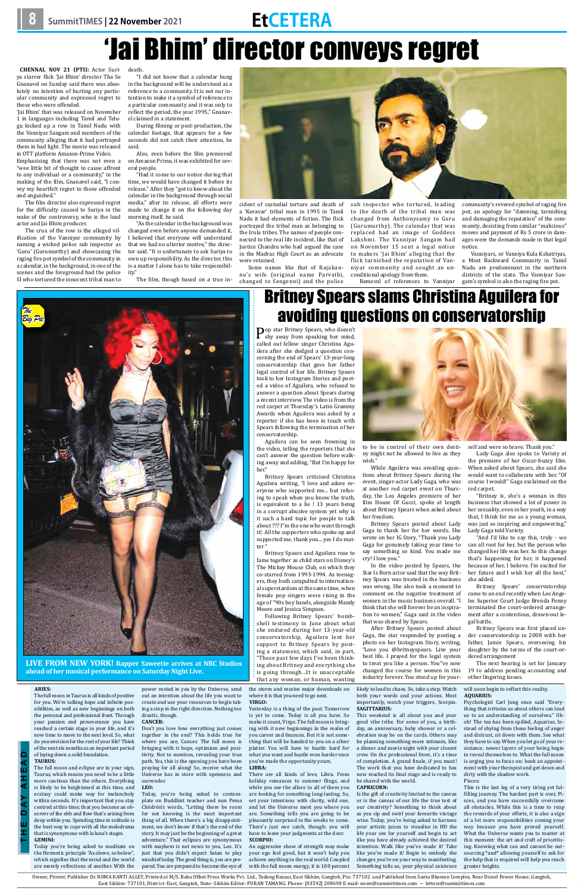# 'Jai Bhim' director conveys regret

**CHENNAI, NOV 21 (PTI):** Actor Suriya starrer flick 'Jai Bhim' director Tha Se Gnanavel on Sunday said there was absolutely no intention of hurting any particular community and expressed regret to those who were offended.

'Jai Bhim' that was released on November 1 in languages including Tamil and Telugu kicked up a row in Tamil Nadu with the Vanniyar Sangam and members of the community alleging that it had portrayed them in bad light. The movie was released in OTT platform Amazon-Prime Video.

Emphasising that there was not even a "wee little bit of thought to cause affront to any individual or a community," in the making of the film, Gnanavel said, "I convey my heartfelt regret to those offended and anguished."

The film director also expressed regret for the difficulty caused to Suriya in the wake of the controversy, who is the lead actor and Jai Bhim producer.

The crux of the row is the alleged vilification of the Vanniyar community by naming a wicked police sub inspector as 'Guru' (Gurumurthy) and showcasing the raging fire pot symbol of the community in a calendar, in the background, in one of the scenes and the foreground had the police SI who tortured the innocent tribal man to death.

"I did not know that a calendar hung in the background will be understood as a reference to a community. It is not our intention to make it a symbol of reference to a particular community and it was only to reflect the period, the year 1995," Gnanavel claimed in a statement.

During filming or post-production, the calendar footage, that appears for a few seconds did not catch their attention, he said.

Also, even before the film premiered on Amazon Prime, it was exhibited for several people.

"Had it come to our notice during that time, we would have changed it before its release." After they "got to know about the calendar in the background through social media," after its release, all efforts were made to change it on the following day morning itself, he said.

"As the calendar in the background was changed even before anyone demanded it, I believed that everyone will understand that we had no ulterior motive," the director said. "It is unfortunate to ask Suriya to own up responsibility. As the director, this is a matter I alone has to take responsibility."

The film, though based on a true incident of custodial torture and death of a 'Koravar' tribal man in 1995 in Tamil Nadu it had elements of fiction. The flick portrayed the tribal man as belonging to the Irula tribes. The names of people connected to the real life incident, like that of Justice Chandru who had argued the case in the Madras High Court as an advocate were retained.

Some names like that of Rajakannu's wife (original name Parvathi, changed to Sengenni) and the police sub inspector who tortured, leading to the death of the tribal man was changed from Anthonysamy to Guru (Gurumurthy). The calendar that was replaced had an image of Goddess Lakshmi. The Vanniyar Sangam had on November 15 sent a legal notice to makers 'Jai Bhim' alleging that the flick tarnished the reputation of Vanniyar community and sought an unconditional apology from them.

Removal of references to Vanniyar community's revered symbol of raging fire pot, an apology for "damning, tarnishing and damaging the reputation" of the community, desisting from similar "malicious" moves and payment of Rs 5 crore in damages were the demands made in that legal notice.

Vanniyars, or Vanniya Kula Kshatriyas, a Most Backward Community in Tamil Nadu are predominant in the northern districts of the state. The Vanniyar Sangam's symbol is also the raging fire pot.

*The Big Pic*

**LIVE FROM NEW YORK! Rapper Saweetie arrives at NBC Studios ahead of her musical performance on Saturday Night Live.**

# Britney Spears slams Christina Aguilera for avoiding questions on conservatorship

Pop star Britney Spears, who doesn't shy away from speaking her mind, called out fellow singer Christina Aguilera after she dodged a question concerning the end of Spears' 13-year-long conservatorship that gave her father legal control of her life. Britney Spears took to her Instagram Stories and posted a video of Aguilera, who refused to answer a question about Spears during a recent interview. The video is from the red carpet at Thursday's Latin Grammy Awards when Aguilera was asked by a reporter if she has been in touch with Spears following the termination of her conservatorship.

Aguilera can be seen frowning in the video, telling the reporters that she can't answer the question before walking away and adding, "But I'm happy for her."

Britney Spears criticised Christina Aguilera writing, "I love and adore everyone who supported me... but refusing to speak when you know the truth, is equivalent to a lie ! 13 years being in a corrupt abusive system yet why is it such a hard topic for people to talk about ??? I"m the one who went through it!. All the supporters who spoke up and supported me, thank you... yes I do matter "

Britney Spears and Aguilera rose to fame together as child stars on Disney's The Mickey Mouse Club, on which they co-starred from 1993-1994. As teenagers, they both catapulted to international superstardom at the same time, when female pop singers were rising in the age of "90s boy bands, alongside Mandy Moore and Jessica Simpson.

Following Britney Spears' bombshell testimony in June about what she endured during her 13-year-old conservatorship, Aguilera lent her support to Britney Spears by posting a statement, which said, in part, "These past few days I've been thinking about Britney and everything she is going through...It is unacceptable that any woman, or human, wanting to be in control of their own destiny might not be allowed to live as they wish."

While Aguilera was avoiding questions about Britney Spears during the event, singer-actor Lady Gaga, who was at another red carpet event on Thursday, the Los Angeles premiere of her film House Of Gucci, spoke at length about Britney Spears when asked about her freedom.

Britney Spears posted about Lady Gaga to thank her for her words. She wrote on her IG Story, "Thank you Lady Gaga for genuinely taking your time to say something so kind. You made me cry! I love you."

In the video posted by Spears, the Star Is Born actor said that the way Britney Spears was treated in the business was wrong. She also took a moment to comment on the negative treatment of women in the music business overall. "I think that she will forever be an inspiration to women," Gaga said in the video that was shared by Spears.

After Britney Spears posted about Gaga, the star responded by posting a photo on her Instagram Story, writing, "Love you @britneyspears. Live your best life. I prayed for the legal system to treat you like a person. You"ve now changed the course for women in this industry forever. You stood up for yourself and were so brave. Thank you."

Lady Gaga also spoke to Variety at the premiere of her Oscar-buzzy film. When asked about Spears, she said she would want to collaborate with her. "Of course I would!" Gaga exclaimed on the red carpet.

"Britney is, she's a woman in this business that showed a lot of power in her sexuality, even in her youth, in a way that, I think for me as a young woman, was just so inspiring and empowering," Lady Gaga told Variety.

"And I'd like to say this, truly - we can all root for her, but the person who changed her life was her. So this change that's happening for her, it happened because of her, I believe. I'm excited for her future and I wish her all the best," she added.

Britney Spears' conservatorship came to an end recently when Los Angeles Superior Court Judge Brenda Penny terminated the court-ordered arrangement after a contentious, drawn-out legal battle.

Britney Spears was first placed under conservatorship in 2008 with her father, Jamie Spears, overseeing his daughter by the terms of the court-ordered arrangement

The next hearing is set for January 19 to address pending accounting and other lingering issues.

## THE DAY AHEAD

**ARIES:**
The full moon in Taurus is all kinds of positive for you. We're talking hope and infinite possibilities, as well as new beginnings on both the personal and professional front. Through your passion and perseverance you have reached a certain stage in your life, and it's now time to move to the next level. So, what do you envision for the rest of your life? Think of the next six months as an important period of laying down a solid foundation.

**TAURUS:**
The full moon and eclipse are in your sign, Taurus, which means you need to be a little more cautious than the others. Everything is likely to be heightened at this time, and ecstasy could make way for melancholy within seconds. It's important that you stay centred at this time; that you become an observer of the ebb and flow that's arising from deep within you. Spending time in solitude is the best way to cope with all the melodrama that is synonymous with la luna's stages.

**GEMINI:**
Today you're being asked to meditate on the Hermetic principle "As above, so below", which signifies that the mind and the world are merely reflections of another. With the power vested in you by the Universe, send out an intention about the life you want to create and use your resources to begin taking a step in the right direction. Nothing too drastic, though.

**CANCER:**
Don't you love how everything just comes together in the end? This holds true for where you are, Cancer. The full moon is bringing with it hope, optimism and positivity. Not to mention, revealing your true path. Yes, this is the opening you have been praying for all along! So, receive what the Universe has in store with openness and surrender.

**LEO:**
Today, you're being asked to contemplate on Buddhist teacher and nun Pema Chödrön's words, "Letting there be room for not knowing is the most important thing of all. When there's a big disappointment, we don't know if that's the end of the story. It may just be the beginning of a great adventure." That eclipses are synonymous with mayhem is not news to you, Leo. It's just that you didn't expect Satan to play mischief today. The good thing is, you are prepared. You are prepared to become the eye of the storm and receive major downloads on where it is that you need to go next.

**VIRGO:**
Yesterday is a thing of the past. Tomorrow is yet to come. Today is all you have. So make it count, Virgo. The full moon is bringing with it new beginnings in the realm of you career and finances. But it is not something that will be handed to you on a silver platter. You will have to hustle hard for what you want and hustle even harder once you've made the opportunity yours.

**LIBRA:**
There are all kinds of love, Libra. From holiday romances to summer flings, and while you see the allure in all of them you are looking for something long-lasting. So, set your intentions with clarity, wild one, and let the Universe meet you where you are. Something tells you are going to be pleasantly surprised in the weeks to come. There's just one catch, though: you will have to leave your judgments at the door.

**SCORPIO:**
An aggressive show of strength may make your ego feel good, but it won't help you achieve anything in the real world. Coupled with the full moon energy, it is 100 percent likely to lead to chaos. So, take a step. Watch both your words and your actions. Most importantly, watch your triggers, Scorpio.

**SAGITTARIUS:**
This weekend is all about you and your good vibe tribe. For some of you, a birthday, an anniversary, baby shower or a celebration may be on the cards. Others may be planning something more intimate, like a dinner and movie night with your closest crew. On the professional front, it's a time of completion. A grand finale, if you must! The work that you have dedicated to has now reached its final stage and is ready to be shared with the world.

**CAPRICORN:**
Is the gift of creativity limited to the canvas or is the canvas of our life the true test of our creativity? Something to think about as you sip and swirl your favourite vintage wine. Today, you're being asked to harness your artistic juices to visualise in HD the life your see for yourself and begin to act like you have already achieved the desired intention. Walk like you've made it! Take like you've made it! Begin to embody the changes you're on your way to manifesting. Something tells us, your physical existence will soon begin to reflect this reality.

**AQUARIUS:**
Psychologist Carl Jung once said "Everything that irritates us about others can lead us to an understanding of ourselves." Uh-oh! The tea has been spilled, Aquarius. Instead of shying from those feeling of anger and distrust, sit down with them. See what they have to say. When you let go of your resistance, newer layers of your being begin to reveal themselves to. What the full moon is urging you to focus on: book an appointment with your therapist and get down and dirty with the shadow work.

Pisces:
This is the last leg of a very tiring yet fulfilling journey. The hardest part is over, Pisces, and you have successfully overcome all obstacles. While this is a time to reap the rewards of your efforts, it is also a sign of a lot more responsibilities coming your way because you have proved yourself. What the Universe wants you to master at this moment: the art and craft of prioritising. Knowing what can and cannot be outsourcing *and* allowing yourself to ask for the help that is required will help you reach greater heights.

Owner, Printer, Publisher Dr. ROMA KANTI ALLEY, Printed at M/S. Baba Offset Press Works Pvt. Ltd., Tadong Bazaar, East Sikkim, Gangtok, Pin: 737102 and Published from Santa Bhawan Complex, Near Diesel Power House, Gangtok, East Sikkim- 737101, District- East, Gangtok, State- Sikkim Editor: PURAN TAMANG. Phone- [03592] 208698 E-mail- news@summittimes.com ~ letters@summittimes.com